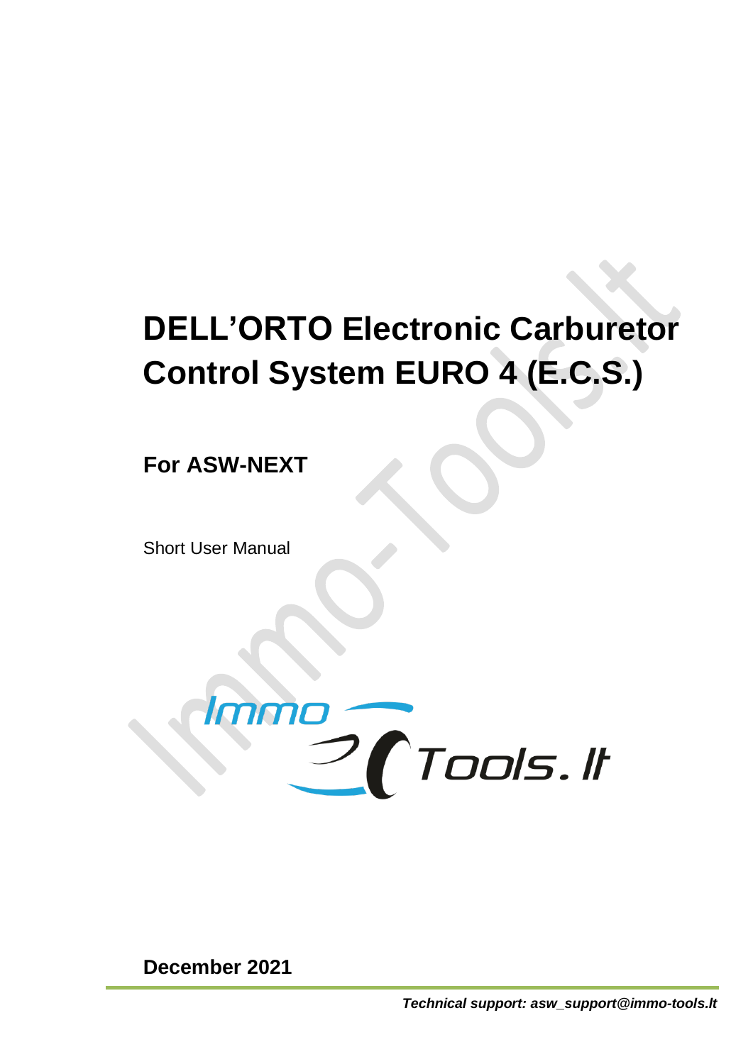# DELL'ORTO Electronic Carburetor Control System EURO 4 (E.C.S.)

**For ASW-NEXT**

Short User Manual

**December 2021**

***Technical support: asw_support@immo-tools.lt***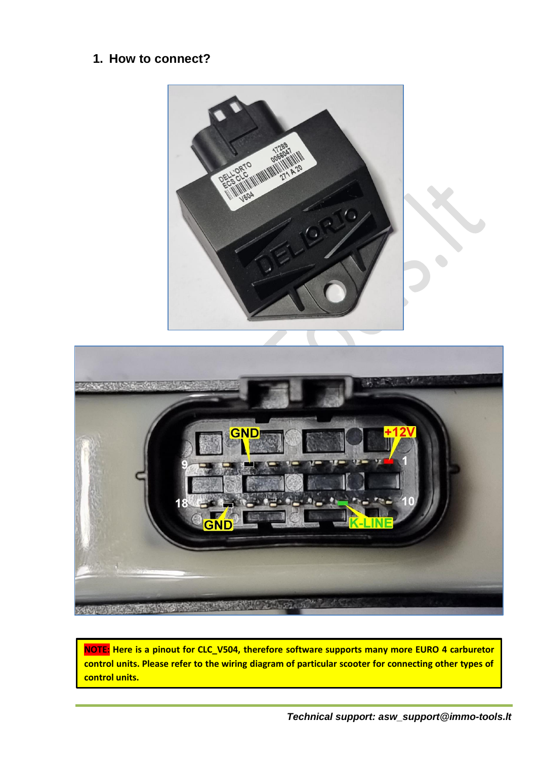## 1. How to connect?

**NOTE: Here is a pinout for CLC_V504, therefore software supports many more EURO 4 carburetor control units. Please refer to the wiring diagram of particular scooter for connecting other types of control units.**

*Technical support: asw_support@immo-tools.lt*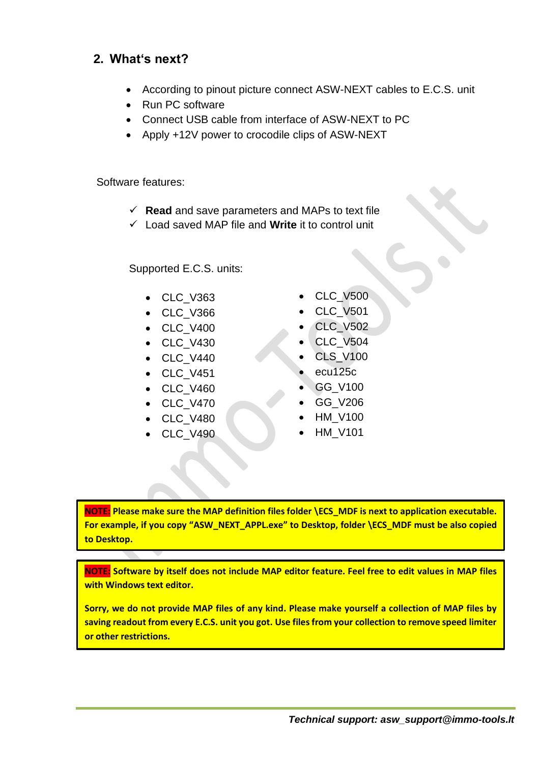## 2. What's next?

- According to pinout picture connect ASW-NEXT cables to E.C.S. unit
- Run PC software
- Connect USB cable from interface of ASW-NEXT to PC
- Apply +12V power to crocodile clips of ASW-NEXT

Software features:

- ✓ **Read** and save parameters and MAPs to text file
- ✓ Load saved MAP file and **Write** it to control unit

Supported E.C.S. units:

- CLC_V363
- CLC_V366
- CLC_V400
- CLC_V430
- CLC_V440
- CLC_V451
- CLC_V460
- CLC_V470
- CLC_V480
- CLC_V490
- CLC_V500
- CLC_V501
- CLC_V502
- CLC_V504
- CLS_V100
- ecu125c
- GG_V100
- GG_V206
- HM_V100
- HM_V101

**NOTE: Please make sure the MAP definition files folder \ECS_MDF is next to application executable. For example, if you copy "ASW_NEXT_APPL.exe" to Desktop, folder \ECS_MDF must be also copied to Desktop.**

**NOTE: Software by itself does not include MAP editor feature. Feel free to edit values in MAP files with Windows text editor.**

**Sorry, we do not provide MAP files of any kind. Please make yourself a collection of MAP files by saving readout from every E.C.S. unit you got. Use files from your collection to remove speed limiter or other restrictions.**

***Technical support: asw_support@immo-tools.lt***